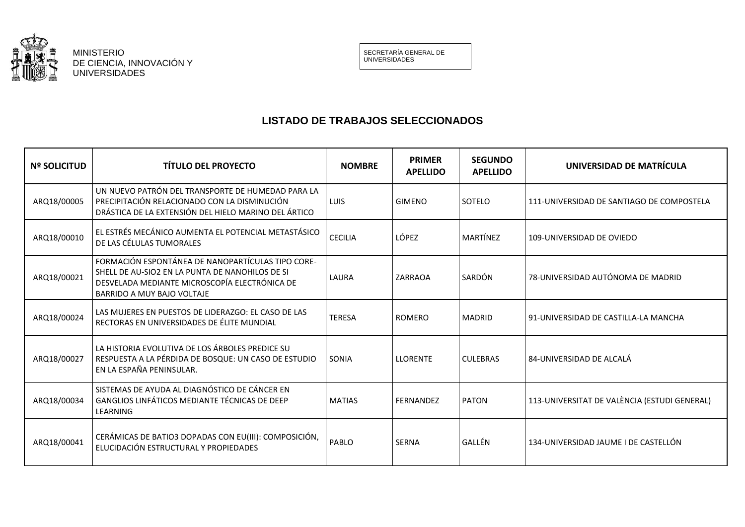MINISTERIO
DE CIENCIA, INNOVACIÓN Y
UNIVERSIDADES

SECRETARÍA GENERAL DE UNIVERSIDADES

## LISTADO DE TRABAJOS SELECCIONADOS

| Nº SOLICITUD | TÍTULO DEL PROYECTO | NOMBRE | PRIMER APELLIDO | SEGUNDO APELLIDO | UNIVERSIDAD DE MATRÍCULA |
|---|---|---|---|---|---|
| ARQ18/00005 | UN NUEVO PATRÓN DEL TRANSPORTE DE HUMEDAD PARA LA PRECIPITACIÓN RELACIONADO CON LA DISMINUCIÓN DRÁSTICA DE LA EXTENSIÓN DEL HIELO MARINO DEL ÁRTICO | LUIS | GIMENO | SOTELO | 111-UNIVERSIDAD DE SANTIAGO DE COMPOSTELA |
| ARQ18/00010 | EL ESTRÉS MECÁNICO AUMENTA EL POTENCIAL METASTÁSICO DE LAS CÉLULAS TUMORALES | CECILIA | LÓPEZ | MARTÍNEZ | 109-UNIVERSIDAD DE OVIEDO |
| ARQ18/00021 | FORMACIÓN ESPONTÁNEA DE NANOPARTÍCULAS TIPO CORE-SHELL DE AU-SIO2 EN LA PUNTA DE NANOHILOS DE SI DESVELADA MEDIANTE MICROSCOPÍA ELECTRÓNICA DE BARRIDO A MUY BAJO VOLTAJE | LAURA | ZARRAOA | SARDÓN | 78-UNIVERSIDAD AUTÓNOMA DE MADRID |
| ARQ18/00024 | LAS MUJERES EN PUESTOS DE LIDERAZGO: EL CASO DE LAS RECTORAS EN UNIVERSIDADES DE ÉLITE MUNDIAL | TERESA | ROMERO | MADRID | 91-UNIVERSIDAD DE CASTILLA-LA MANCHA |
| ARQ18/00027 | LA HISTORIA EVOLUTIVA DE LOS ÁRBOLES PREDICE SU RESPUESTA A LA PÉRDIDA DE BOSQUE: UN CASO DE ESTUDIO EN LA ESPAÑA PENINSULAR. | SONIA | LLORENTE | CULEBRAS | 84-UNIVERSIDAD DE ALCALÁ |
| ARQ18/00034 | SISTEMAS DE AYUDA AL DIAGNÓSTICO DE CÁNCER EN GANGLIOS LINFÁTICOS MEDIANTE TÉCNICAS DE DEEP LEARNING | MATIAS | FERNANDEZ | PATON | 113-UNIVERSITAT DE VALÈNCIA (ESTUDI GENERAL) |
| ARQ18/00041 | CERÁMICAS DE BATIO3 DOPADAS CON EU(III): COMPOSICIÓN, ELUCIDACIÓN ESTRUCTURAL Y PROPIEDADES | PABLO | SERNA | GALLÉN | 134-UNIVERSIDAD JAUME I DE CASTELLÓN |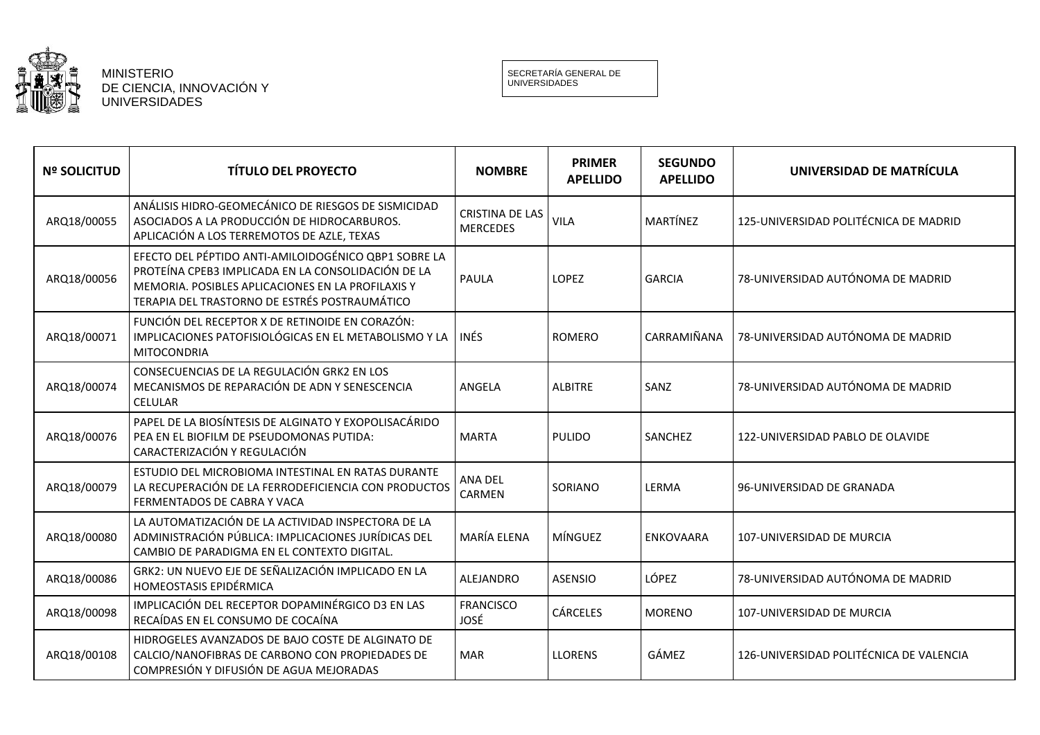MINISTERIO
DE CIENCIA, INNOVACIÓN Y
UNIVERSIDADES

SECRETARÍA GENERAL DE UNIVERSIDADES

| Nº SOLICITUD | TÍTULO DEL PROYECTO | NOMBRE | PRIMER APELLIDO | SEGUNDO APELLIDO | UNIVERSIDAD DE MATRÍCULA |
|---|---|---|---|---|---|
| ARQ18/00055 | ANÁLISIS HIDRO-GEOMECÁNICO DE RIESGOS DE SISMICIDAD ASOCIADOS A LA PRODUCCIÓN DE HIDROCARBUROS. APLICACIÓN A LOS TERREMOTOS DE AZLE, TEXAS | CRISTINA DE LAS MERCEDES | VILA | MARTÍNEZ | 125-UNIVERSIDAD POLITÉCNICA DE MADRID |
| ARQ18/00056 | EFECTO DEL PÉPTIDO ANTI-AMILOIDOGÉNICO QBP1 SOBRE LA PROTEÍNA CPEB3 IMPLICADA EN LA CONSOLIDACIÓN DE LA MEMORIA. POSIBLES APLICACIONES EN LA PROFILAXIS Y TERAPIA DEL TRASTORNO DE ESTRÉS POSTRAUMÁTICO | PAULA | LOPEZ | GARCIA | 78-UNIVERSIDAD AUTÓNOMA DE MADRID |
| ARQ18/00071 | FUNCIÓN DEL RECEPTOR X DE RETINOIDE EN CORAZÓN: IMPLICACIONES PATOFISIOLÓGICAS EN EL METABOLISMO Y LA MITOCONDRIA | INÉS | ROMERO | CARRAMIÑANA | 78-UNIVERSIDAD AUTÓNOMA DE MADRID |
| ARQ18/00074 | CONSECUENCIAS DE LA REGULACIÓN GRK2 EN LOS MECANISMOS DE REPARACIÓN DE ADN Y SENESCENCIA CELULAR | ANGELA | ALBITRE | SANZ | 78-UNIVERSIDAD AUTÓNOMA DE MADRID |
| ARQ18/00076 | PAPEL DE LA BIOSÍNTESIS DE ALGINATO Y EXOPOLISACÁRIDO PEA EN EL BIOFILM DE PSEUDOMONAS PUTIDA: CARACTERIZACIÓN Y REGULACIÓN | MARTA | PULIDO | SANCHEZ | 122-UNIVERSIDAD PABLO DE OLAVIDE |
| ARQ18/00079 | ESTUDIO DEL MICROBIOMA INTESTINAL EN RATAS DURANTE LA RECUPERACIÓN DE LA FERRODEFICIENCIA CON PRODUCTOS FERMENTADOS DE CABRA Y VACA | ANA DEL CARMEN | SORIANO | LERMA | 96-UNIVERSIDAD DE GRANADA |
| ARQ18/00080 | LA AUTOMATIZACIÓN DE LA ACTIVIDAD INSPECTORA DE LA ADMINISTRACIÓN PÚBLICA: IMPLICACIONES JURÍDICAS DEL CAMBIO DE PARADIGMA EN EL CONTEXTO DIGITAL. | MARÍA ELENA | MÍNGUEZ | ENKOVAARA | 107-UNIVERSIDAD DE MURCIA |
| ARQ18/00086 | GRK2: UN NUEVO EJE DE SEÑALIZACIÓN IMPLICADO EN LA HOMEOSTASIS EPIDÉRMICA | ALEJANDRO | ASENSIO | LÓPEZ | 78-UNIVERSIDAD AUTÓNOMA DE MADRID |
| ARQ18/00098 | IMPLICACIÓN DEL RECEPTOR DOPAMINÉRGICO D3 EN LAS RECAÍDAS EN EL CONSUMO DE COCAÍNA | FRANCISCO JOSÉ | CÁRCELES | MORENO | 107-UNIVERSIDAD DE MURCIA |
| ARQ18/00108 | HIDROGELES AVANZADOS DE BAJO COSTE DE ALGINATO DE CALCIO/NANOFIBRAS DE CARBONO CON PROPIEDADES DE COMPRESIÓN Y DIFUSIÓN DE AGUA MEJORADAS | MAR | LLORENS | GÁMEZ | 126-UNIVERSIDAD POLITÉCNICA DE VALENCIA |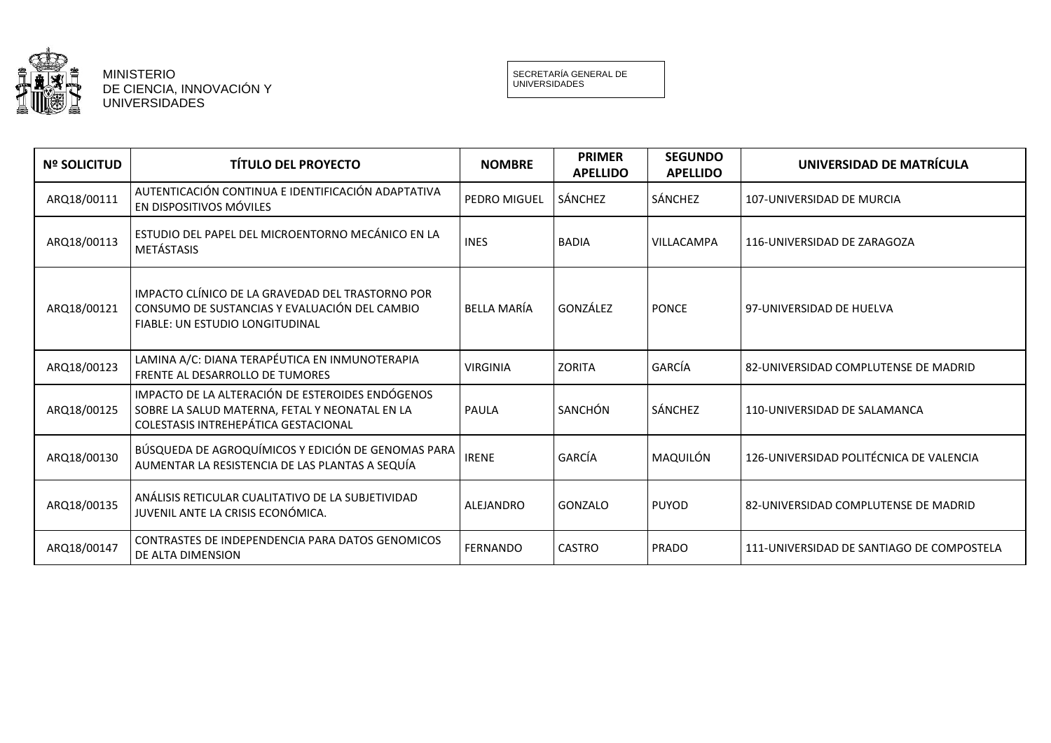MINISTERIO
DE CIENCIA, INNOVACIÓN Y
UNIVERSIDADES

SECRETARÍA GENERAL DE
UNIVERSIDADES

| Nº SOLICITUD | TÍTULO DEL PROYECTO | NOMBRE | PRIMER APELLIDO | SEGUNDO APELLIDO | UNIVERSIDAD DE MATRÍCULA |
|---|---|---|---|---|---|
| ARQ18/00111 | AUTENTICACIÓN CONTINUA E IDENTIFICACIÓN ADAPTATIVA EN DISPOSITIVOS MÓVILES | PEDRO MIGUEL | SÁNCHEZ | SÁNCHEZ | 107-UNIVERSIDAD DE MURCIA |
| ARQ18/00113 | ESTUDIO DEL PAPEL DEL MICROENTORNO MECÁNICO EN LA METÁSTASIS | INES | BADIA | VILLACAMPA | 116-UNIVERSIDAD DE ZARAGOZA |
| ARQ18/00121 | IMPACTO CLÍNICO DE LA GRAVEDAD DEL TRASTORNO POR CONSUMO DE SUSTANCIAS Y EVALUACIÓN DEL CAMBIO FIABLE: UN ESTUDIO LONGITUDINAL | BELLA MARÍA | GONZÁLEZ | PONCE | 97-UNIVERSIDAD DE HUELVA |
| ARQ18/00123 | LAMINA A/C: DIANA TERAPÉUTICA EN INMUNOTERAPIA FRENTE AL DESARROLLO DE TUMORES | VIRGINIA | ZORITA | GARCÍA | 82-UNIVERSIDAD COMPLUTENSE DE MADRID |
| ARQ18/00125 | IMPACTO DE LA ALTERACIÓN DE ESTEROIDES ENDÓGENOS SOBRE LA SALUD MATERNA, FETAL Y NEONATAL EN LA COLESTASIS INTREHEPÁTICA GESTACIONAL | PAULA | SANCHÓN | SÁNCHEZ | 110-UNIVERSIDAD DE SALAMANCA |
| ARQ18/00130 | BÚSQUEDA DE AGROQUÍMICOS Y EDICIÓN DE GENOMAS PARA AUMENTAR LA RESISTENCIA DE LAS PLANTAS A SEQUÍA | IRENE | GARCÍA | MAQUILÓN | 126-UNIVERSIDAD POLITÉCNICA DE VALENCIA |
| ARQ18/00135 | ANÁLISIS RETICULAR CUALITATIVO DE LA SUBJETIVIDAD JUVENIL ANTE LA CRISIS ECONÓMICA. | ALEJANDRO | GONZALO | PUYOD | 82-UNIVERSIDAD COMPLUTENSE DE MADRID |
| ARQ18/00147 | CONTRASTES DE INDEPENDENCIA PARA DATOS GENOMICOS DE ALTA DIMENSION | FERNANDO | CASTRO | PRADO | 111-UNIVERSIDAD DE SANTIAGO DE COMPOSTELA |